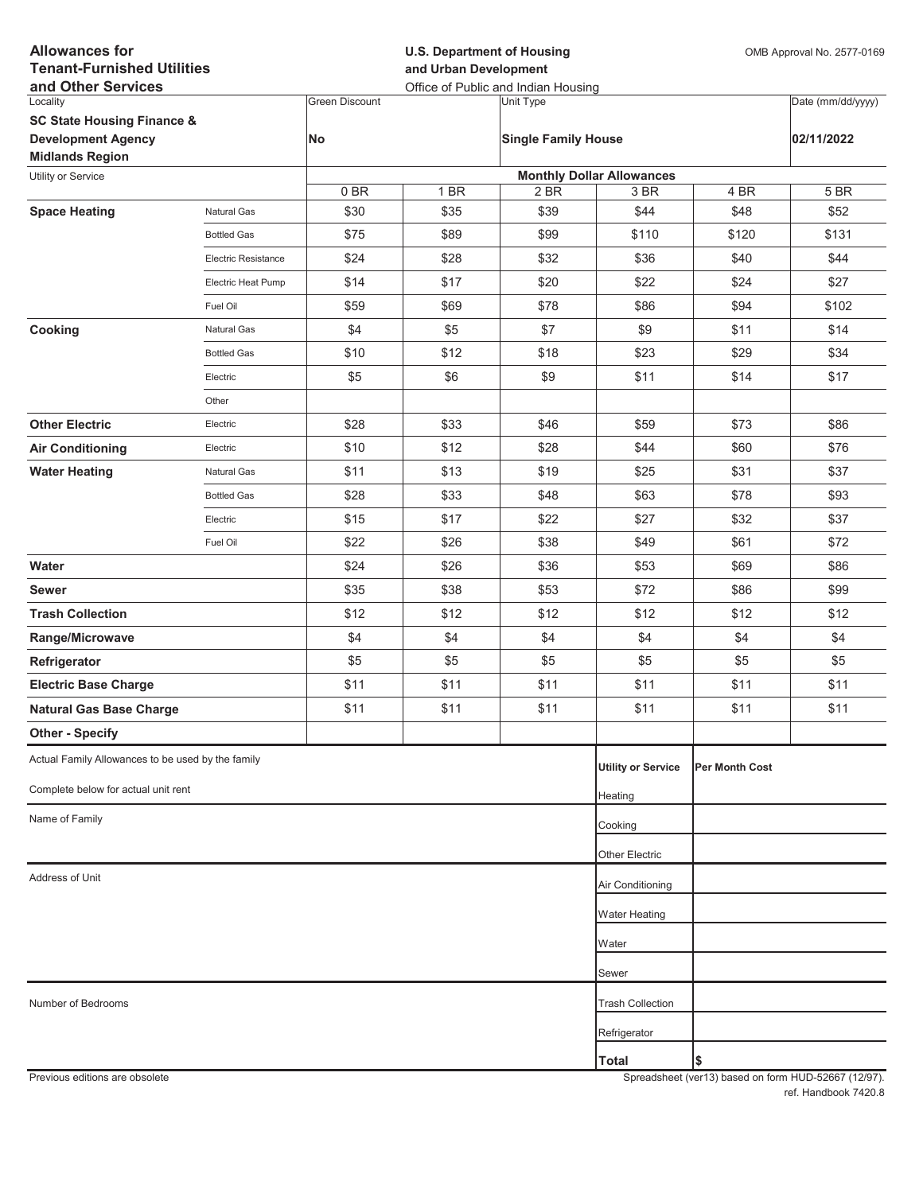**Allowances for Tenant-Furnished Utilities and Other Services**

**U.S. Department of Housing and Urban Development**
Office of Public and Indian Housing

OMB Approval No. 2577-0169

| Locality | Green Discount | Unit Type | Date (mm/dd/yyyy) |
|---|---|---|---|
| **SC State Housing Finance & Development Agency Midlands Region** | **No** | **Single Family House** | **02/11/2022** |

| Utility or Service | | Monthly Dollar Allowances | | | | | |
|---|---|---|---|---|---|---|---|
| | | 0 BR | 1 BR | 2 BR | 3 BR | 4 BR | 5 BR |
| **Space Heating** | Natural Gas | $30 | $35 | $39 | $44 | $48 | $52 |
| | Bottled Gas | $75 | $89 | $99 | $110 | $120 | $131 |
| | Electric Resistance | $24 | $28 | $32 | $36 | $40 | $44 |
| | Electric Heat Pump | $14 | $17 | $20 | $22 | $24 | $27 |
| | Fuel Oil | $59 | $69 | $78 | $86 | $94 | $102 |
| **Cooking** | Natural Gas | $4 | $5 | $7 | $9 | $11 | $14 |
| | Bottled Gas | $10 | $12 | $18 | $23 | $29 | $34 |
| | Electric | $5 | $6 | $9 | $11 | $14 | $17 |
| | Other | | | | | | |
| **Other Electric** | Electric | $28 | $33 | $46 | $59 | $73 | $86 |
| **Air Conditioning** | Electric | $10 | $12 | $28 | $44 | $60 | $76 |
| **Water Heating** | Natural Gas | $11 | $13 | $19 | $25 | $31 | $37 |
| | Bottled Gas | $28 | $33 | $48 | $63 | $78 | $93 |
| | Electric | $15 | $17 | $22 | $27 | $32 | $37 |
| | Fuel Oil | $22 | $26 | $38 | $49 | $61 | $72 |
| **Water** | | $24 | $26 | $36 | $53 | $69 | $86 |
| **Sewer** | | $35 | $38 | $53 | $72 | $86 | $99 |
| **Trash Collection** | | $12 | $12 | $12 | $12 | $12 | $12 |
| **Range/Microwave** | | $4 | $4 | $4 | $4 | $4 | $4 |
| **Refrigerator** | | $5 | $5 | $5 | $5 | $5 | $5 |
| **Electric Base Charge** | | $11 | $11 | $11 | $11 | $11 | $11 |
| **Natural Gas Base Charge** | | $11 | $11 | $11 | $11 | $11 | $11 |
| **Other - Specify** | | | | | | | |

Actual Family Allowances to be used by the family

Complete below for actual unit rent

Name of Family

Address of Unit

Number of Bedrooms

| Utility or Service | Per Month Cost |
|---|---|
| Heating | |
| Cooking | |
| Other Electric | |
| Air Conditioning | |
| Water Heating | |
| Water | |
| Sewer | |
| Trash Collection | |
| Refrigerator | |
| **Total** | **$** |

Previous editions are obsolete

Spreadsheet (ver13) based on form HUD-52667 (12/97). ref. Handbook 7420.8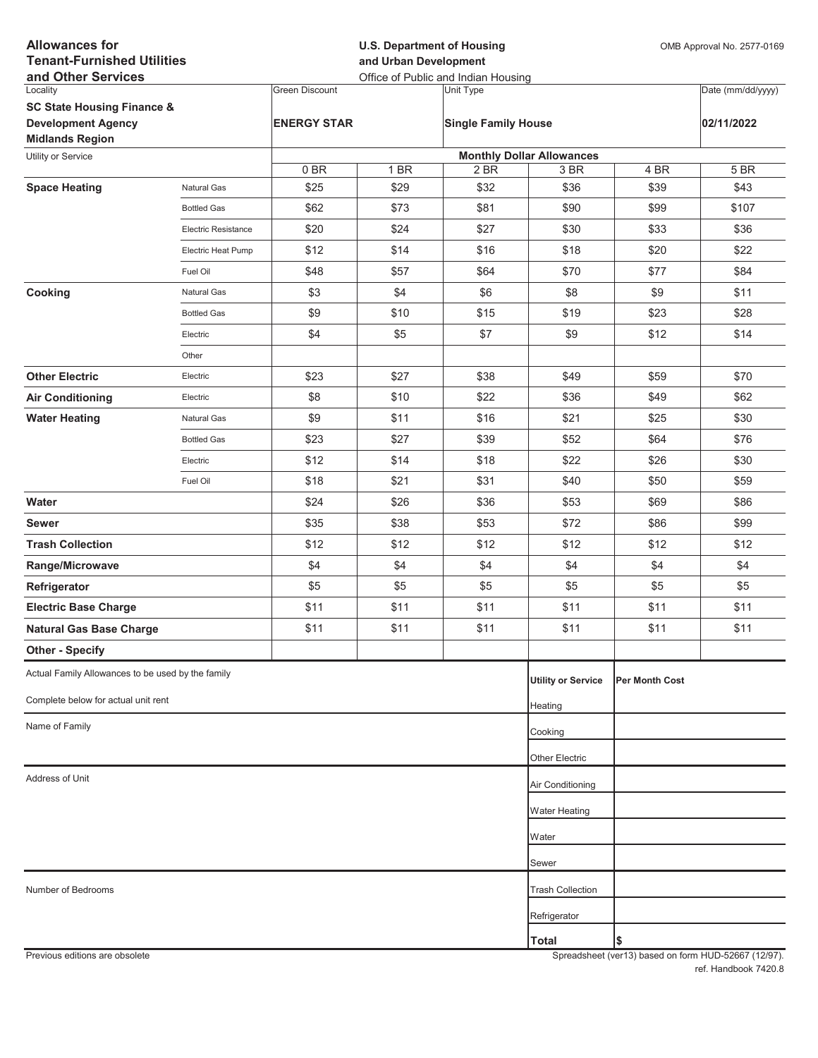**Allowances for Tenant-Furnished Utilities and Other Services**

**U.S. Department of Housing and Urban Development**
Office of Public and Indian Housing

OMB Approval No. 2577-0169

| Locality | Green Discount | Unit Type | Date (mm/dd/yyyy) |
|---|---|---|---|
| **SC State Housing Finance & Development Agency Midlands Region** | **ENERGY STAR** | **Single Family House** | **02/11/2022** |

| Utility or Service | | Monthly Dollar Allowances | | | | | |
|---|---|---|---|---|---|---|---|
| | | 0 BR | 1 BR | 2 BR | 3 BR | 4 BR | 5 BR |
| **Space Heating** | Natural Gas | $25 | $29 | $32 | $36 | $39 | $43 |
| | Bottled Gas | $62 | $73 | $81 | $90 | $99 | $107 |
| | Electric Resistance | $20 | $24 | $27 | $30 | $33 | $36 |
| | Electric Heat Pump | $12 | $14 | $16 | $18 | $20 | $22 |
| | Fuel Oil | $48 | $57 | $64 | $70 | $77 | $84 |
| **Cooking** | Natural Gas | $3 | $4 | $6 | $8 | $9 | $11 |
| | Bottled Gas | $9 | $10 | $15 | $19 | $23 | $28 |
| | Electric | $4 | $5 | $7 | $9 | $12 | $14 |
| | Other | | | | | | |
| **Other Electric** | Electric | $23 | $27 | $38 | $49 | $59 | $70 |
| **Air Conditioning** | Electric | $8 | $10 | $22 | $36 | $49 | $62 |
| **Water Heating** | Natural Gas | $9 | $11 | $16 | $21 | $25 | $30 |
| | Bottled Gas | $23 | $27 | $39 | $52 | $64 | $76 |
| | Electric | $12 | $14 | $18 | $22 | $26 | $30 |
| | Fuel Oil | $18 | $21 | $31 | $40 | $50 | $59 |
| **Water** | | $24 | $26 | $36 | $53 | $69 | $86 |
| **Sewer** | | $35 | $38 | $53 | $72 | $86 | $99 |
| **Trash Collection** | | $12 | $12 | $12 | $12 | $12 | $12 |
| **Range/Microwave** | | $4 | $4 | $4 | $4 | $4 | $4 |
| **Refrigerator** | | $5 | $5 | $5 | $5 | $5 | $5 |
| **Electric Base Charge** | | $11 | $11 | $11 | $11 | $11 | $11 |
| **Natural Gas Base Charge** | | $11 | $11 | $11 | $11 | $11 | $11 |
| **Other - Specify** | | | | | | | |

Actual Family Allowances to be used by the family

Complete below for actual unit rent

Name of Family

Address of Unit

Number of Bedrooms

| Utility or Service | Per Month Cost |
|---|---|
| Heating | |
| Cooking | |
| Other Electric | |
| Air Conditioning | |
| Water Heating | |
| Water | |
| Sewer | |
| Trash Collection | |
| Refrigerator | |
| **Total** | $ |

Previous editions are obsolete

Spreadsheet (ver13) based on form HUD-52667 (12/97).
ref. Handbook 7420.8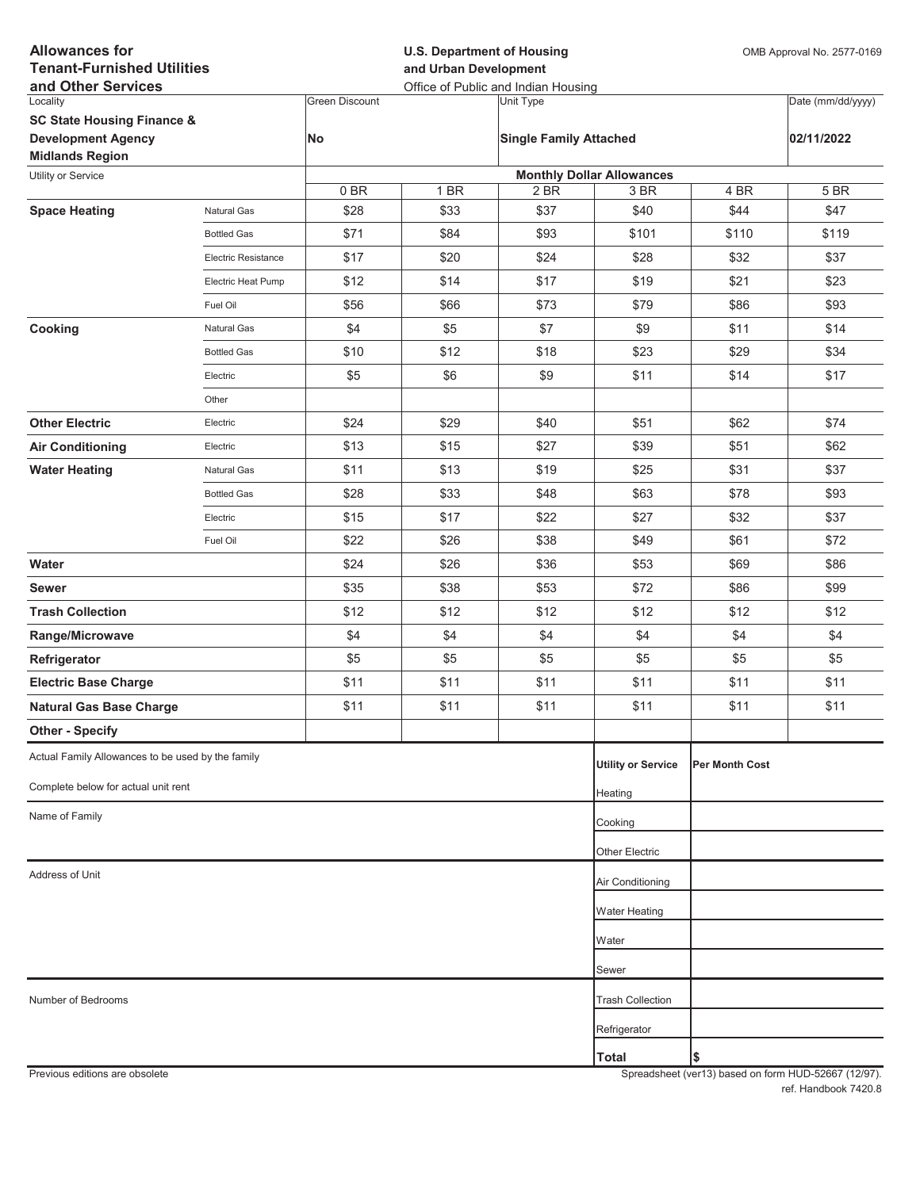**Allowances for Tenant-Furnished Utilities and Other Services**

**U.S. Department of Housing and Urban Development**
Office of Public and Indian Housing

OMB Approval No. 2577-0169

| Locality | Green Discount | Unit Type | Date (mm/dd/yyyy) |
|---|---|---|---|
| **SC State Housing Finance & Development Agency Midlands Region** | **No** | **Single Family Attached** | **02/11/2022** |

| Utility or Service | | Monthly Dollar Allowances | | | | | |
|---|---|---|---|---|---|---|---|
| | | 0 BR | 1 BR | 2 BR | 3 BR | 4 BR | 5 BR |
| **Space Heating** | Natural Gas | $28 | $33 | $37 | $40 | $44 | $47 |
| | Bottled Gas | $71 | $84 | $93 | $101 | $110 | $119 |
| | Electric Resistance | $17 | $20 | $24 | $28 | $32 | $37 |
| | Electric Heat Pump | $12 | $14 | $17 | $19 | $21 | $23 |
| | Fuel Oil | $56 | $66 | $73 | $79 | $86 | $93 |
| **Cooking** | Natural Gas | $4 | $5 | $7 | $9 | $11 | $14 |
| | Bottled Gas | $10 | $12 | $18 | $23 | $29 | $34 |
| | Electric | $5 | $6 | $9 | $11 | $14 | $17 |
| | Other | | | | | | |
| **Other Electric** | Electric | $24 | $29 | $40 | $51 | $62 | $74 |
| **Air Conditioning** | Electric | $13 | $15 | $27 | $39 | $51 | $62 |
| **Water Heating** | Natural Gas | $11 | $13 | $19 | $25 | $31 | $37 |
| | Bottled Gas | $28 | $33 | $48 | $63 | $78 | $93 |
| | Electric | $15 | $17 | $22 | $27 | $32 | $37 |
| | Fuel Oil | $22 | $26 | $38 | $49 | $61 | $72 |
| **Water** | | $24 | $26 | $36 | $53 | $69 | $86 |
| **Sewer** | | $35 | $38 | $53 | $72 | $86 | $99 |
| **Trash Collection** | | $12 | $12 | $12 | $12 | $12 | $12 |
| **Range/Microwave** | | $4 | $4 | $4 | $4 | $4 | $4 |
| **Refrigerator** | | $5 | $5 | $5 | $5 | $5 | $5 |
| **Electric Base Charge** | | $11 | $11 | $11 | $11 | $11 | $11 |
| **Natural Gas Base Charge** | | $11 | $11 | $11 | $11 | $11 | $11 |
| **Other - Specify** | | | | | | | |

Actual Family Allowances to be used by the family

Complete below for actual unit rent

Name of Family

Address of Unit

Number of Bedrooms

| Utility or Service | Per Month Cost |
|---|---|
| Heating | |
| Cooking | |
| Other Electric | |
| Air Conditioning | |
| Water Heating | |
| Water | |
| Sewer | |
| Trash Collection | |
| Refrigerator | |
| **Total** | $ |

Previous editions are obsolete

Spreadsheet (ver13) based on form HUD-52667 (12/97).
ref. Handbook 7420.8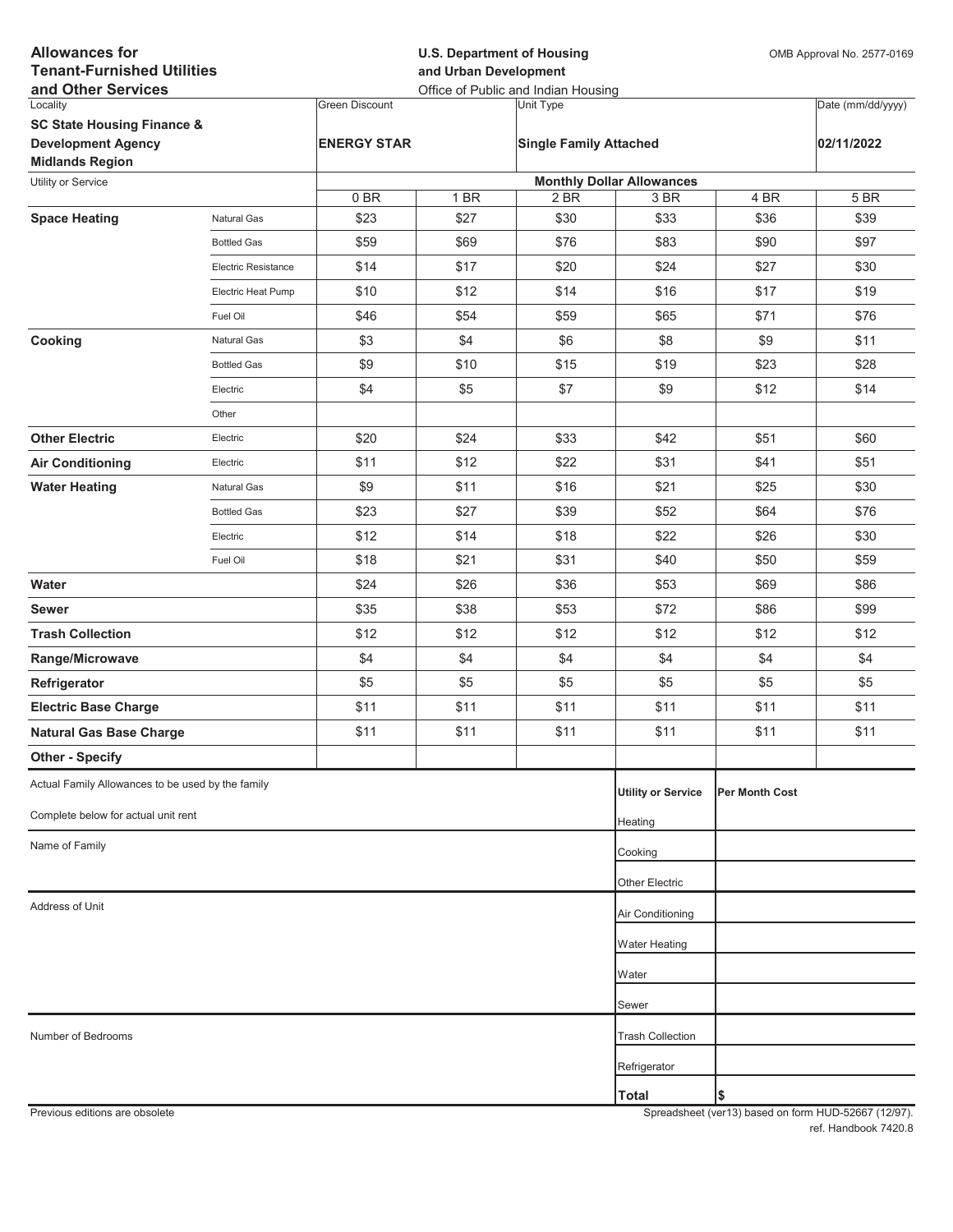**Allowances for Tenant-Furnished Utilities and Other Services**

**U.S. Department of Housing and Urban Development**
Office of Public and Indian Housing

OMB Approval No. 2577-0169

| Locality | Green Discount | Unit Type | Date (mm/dd/yyyy) |
|---|---|---|---|
| **SC State Housing Finance & Development Agency Midlands Region** | **ENERGY STAR** | **Single Family Attached** | **02/11/2022** |

| Utility or Service | | Monthly Dollar Allowances | | | | | |
|---|---|---|---|---|---|---|---|
| | | 0 BR | 1 BR | 2 BR | 3 BR | 4 BR | 5 BR |
| **Space Heating** | Natural Gas | $23 | $27 | $30 | $33 | $36 | $39 |
| | Bottled Gas | $59 | $69 | $76 | $83 | $90 | $97 |
| | Electric Resistance | $14 | $17 | $20 | $24 | $27 | $30 |
| | Electric Heat Pump | $10 | $12 | $14 | $16 | $17 | $19 |
| | Fuel Oil | $46 | $54 | $59 | $65 | $71 | $76 |
| **Cooking** | Natural Gas | $3 | $4 | $6 | $8 | $9 | $11 |
| | Bottled Gas | $9 | $10 | $15 | $19 | $23 | $28 |
| | Electric | $4 | $5 | $7 | $9 | $12 | $14 |
| | Other | | | | | | |
| **Other Electric** | Electric | $20 | $24 | $33 | $42 | $51 | $60 |
| **Air Conditioning** | Electric | $11 | $12 | $22 | $31 | $41 | $51 |
| **Water Heating** | Natural Gas | $9 | $11 | $16 | $21 | $25 | $30 |
| | Bottled Gas | $23 | $27 | $39 | $52 | $64 | $76 |
| | Electric | $12 | $14 | $18 | $22 | $26 | $30 |
| | Fuel Oil | $18 | $21 | $31 | $40 | $50 | $59 |
| **Water** | | $24 | $26 | $36 | $53 | $69 | $86 |
| **Sewer** | | $35 | $38 | $53 | $72 | $86 | $99 |
| **Trash Collection** | | $12 | $12 | $12 | $12 | $12 | $12 |
| **Range/Microwave** | | $4 | $4 | $4 | $4 | $4 | $4 |
| **Refrigerator** | | $5 | $5 | $5 | $5 | $5 | $5 |
| **Electric Base Charge** | | $11 | $11 | $11 | $11 | $11 | $11 |
| **Natural Gas Base Charge** | | $11 | $11 | $11 | $11 | $11 | $11 |
| **Other - Specify** | | | | | | | |

Actual Family Allowances to be used by the family

Complete below for actual unit rent

Name of Family

Address of Unit

Number of Bedrooms

| Utility or Service | Per Month Cost |
|---|---|
| Heating | |
| Cooking | |
| Other Electric | |
| Air Conditioning | |
| Water Heating | |
| Water | |
| Sewer | |
| Trash Collection | |
| Refrigerator | |
| **Total** | $ |

Previous editions are obsolete

Spreadsheet (ver13) based on form HUD-52667 (12/97).
ref. Handbook 7420.8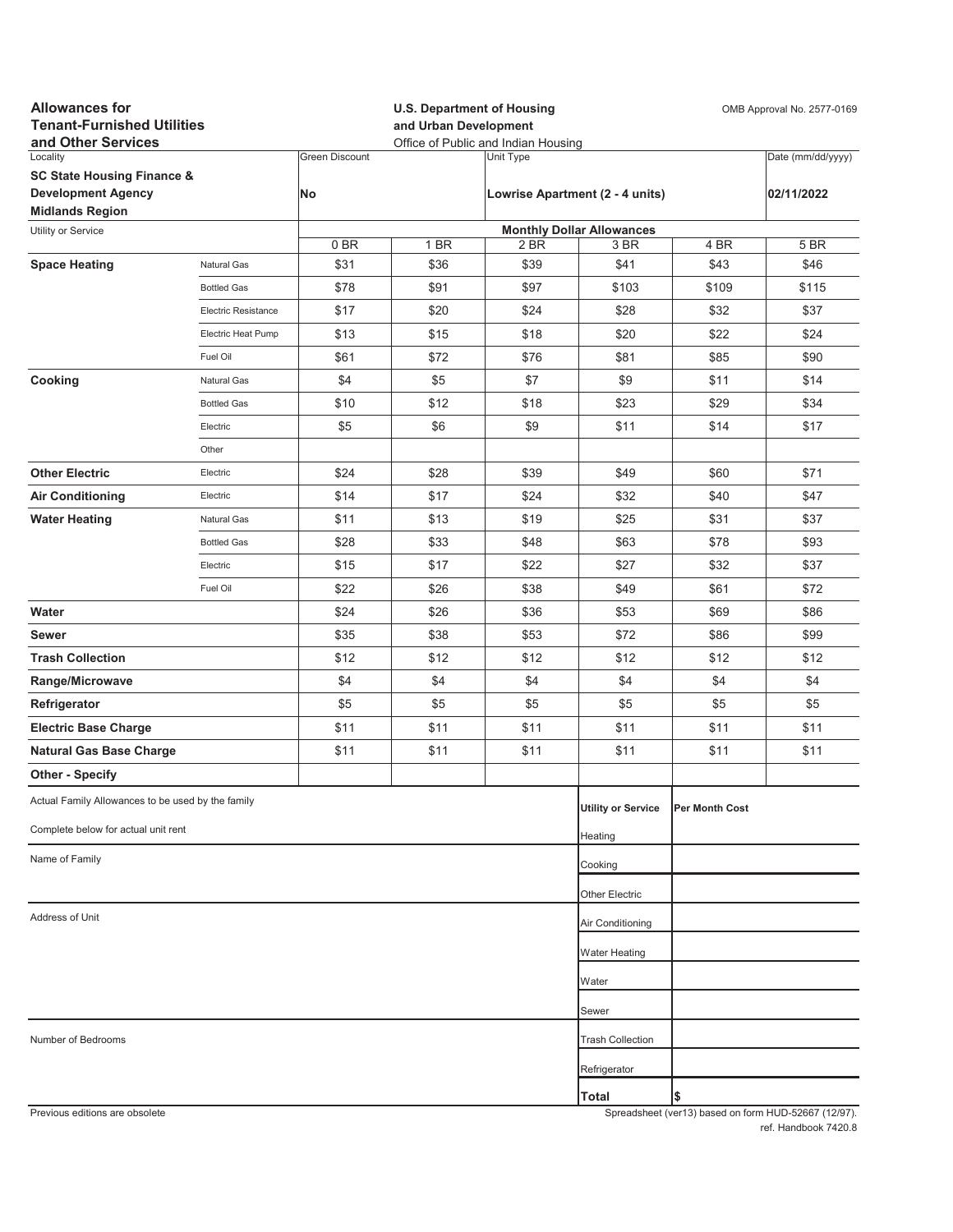**Allowances for Tenant-Furnished Utilities and Other Services**

**U.S. Department of Housing and Urban Development**
Office of Public and Indian Housing

OMB Approval No. 2577-0169

| Locality | Green Discount | Unit Type | Date (mm/dd/yyyy) |
|---|---|---|---|
| **SC State Housing Finance & Development Agency Midlands Region** | **No** | **Lowrise Apartment (2 - 4 units)** | **02/11/2022** |

| Utility or Service | | Monthly Dollar Allowances | | | | | |
|---|---|---|---|---|---|---|---|
| | | 0 BR | 1 BR | 2 BR | 3 BR | 4 BR | 5 BR |
| **Space Heating** | Natural Gas | $31 | $36 | $39 | $41 | $43 | $46 |
| | Bottled Gas | $78 | $91 | $97 | $103 | $109 | $115 |
| | Electric Resistance | $17 | $20 | $24 | $28 | $32 | $37 |
| | Electric Heat Pump | $13 | $15 | $18 | $20 | $22 | $24 |
| | Fuel Oil | $61 | $72 | $76 | $81 | $85 | $90 |
| **Cooking** | Natural Gas | $4 | $5 | $7 | $9 | $11 | $14 |
| | Bottled Gas | $10 | $12 | $18 | $23 | $29 | $34 |
| | Electric | $5 | $6 | $9 | $11 | $14 | $17 |
| | Other | | | | | | |
| **Other Electric** | Electric | $24 | $28 | $39 | $49 | $60 | $71 |
| **Air Conditioning** | Electric | $14 | $17 | $24 | $32 | $40 | $47 |
| **Water Heating** | Natural Gas | $11 | $13 | $19 | $25 | $31 | $37 |
| | Bottled Gas | $28 | $33 | $48 | $63 | $78 | $93 |
| | Electric | $15 | $17 | $22 | $27 | $32 | $37 |
| | Fuel Oil | $22 | $26 | $38 | $49 | $61 | $72 |
| **Water** | | $24 | $26 | $36 | $53 | $69 | $86 |
| **Sewer** | | $35 | $38 | $53 | $72 | $86 | $99 |
| **Trash Collection** | | $12 | $12 | $12 | $12 | $12 | $12 |
| **Range/Microwave** | | $4 | $4 | $4 | $4 | $4 | $4 |
| **Refrigerator** | | $5 | $5 | $5 | $5 | $5 | $5 |
| **Electric Base Charge** | | $11 | $11 | $11 | $11 | $11 | $11 |
| **Natural Gas Base Charge** | | $11 | $11 | $11 | $11 | $11 | $11 |
| **Other - Specify** | | | | | | | |

Actual Family Allowances to be used by the family

Complete below for actual unit rent

Name of Family

Address of Unit

Number of Bedrooms

| Utility or Service | Per Month Cost |
|---|---|
| Heating | |
| Cooking | |
| Other Electric | |
| Air Conditioning | |
| Water Heating | |
| Water | |
| Sewer | |
| Trash Collection | |
| Refrigerator | |
| **Total** | $ |

Previous editions are obsolete

Spreadsheet (ver13) based on form HUD-52667 (12/97).
ref. Handbook 7420.8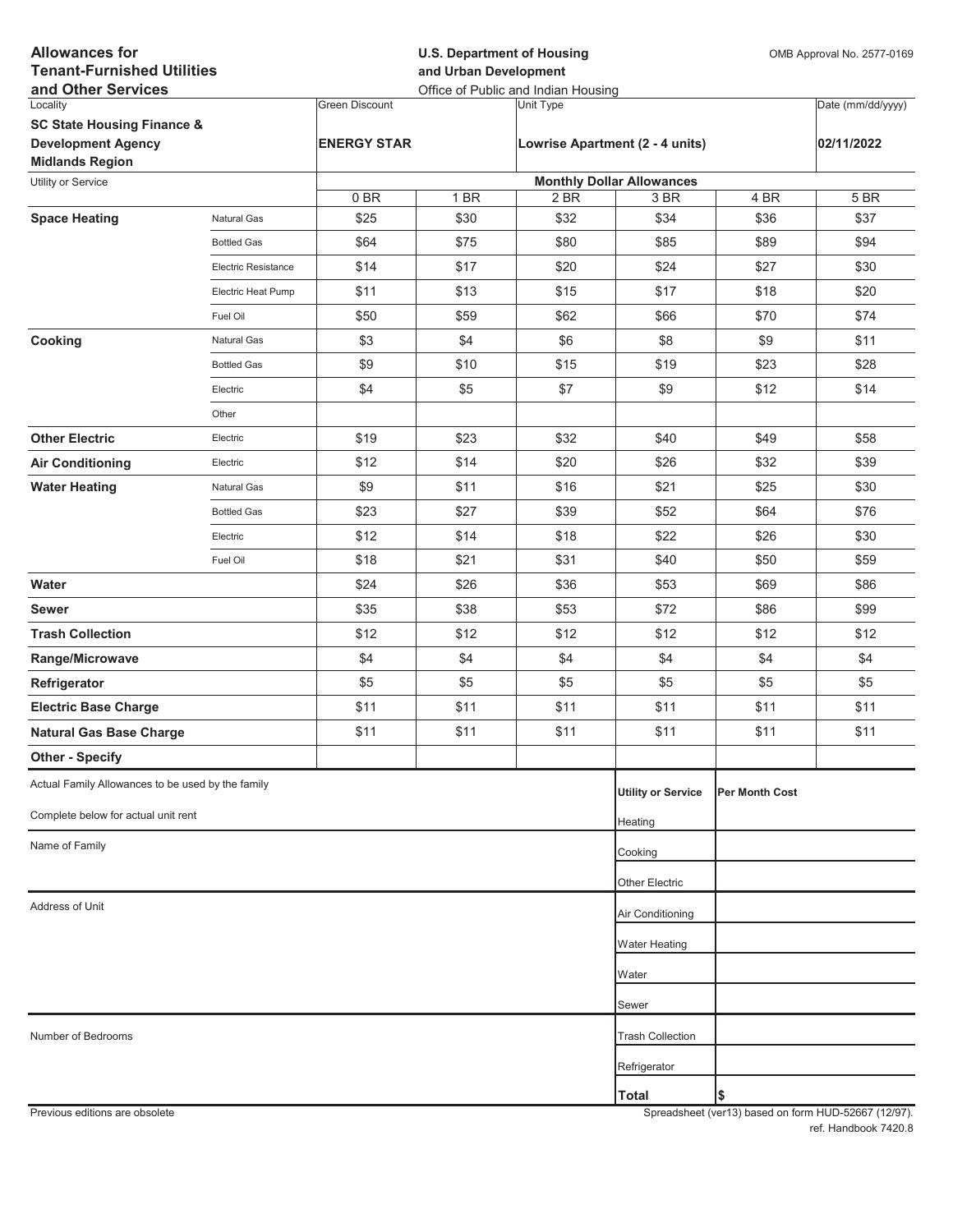**Allowances for Tenant-Furnished Utilities and Other Services**

**U.S. Department of Housing and Urban Development**
Office of Public and Indian Housing

OMB Approval No. 2577-0169

| Locality | Green Discount | Unit Type | Date (mm/dd/yyyy) |
|---|---|---|---|
| **SC State Housing Finance & Development Agency Midlands Region** | **ENERGY STAR** | **Lowrise Apartment (2 - 4 units)** | **02/11/2022** |

| Utility or Service | | Monthly Dollar Allowances | | | | | |
|---|---|---|---|---|---|---|---|
| | | 0 BR | 1 BR | 2 BR | 3 BR | 4 BR | 5 BR |
| **Space Heating** | Natural Gas | $25 | $30 | $32 | $34 | $36 | $37 |
| | Bottled Gas | $64 | $75 | $80 | $85 | $89 | $94 |
| | Electric Resistance | $14 | $17 | $20 | $24 | $27 | $30 |
| | Electric Heat Pump | $11 | $13 | $15 | $17 | $18 | $20 |
| | Fuel Oil | $50 | $59 | $62 | $66 | $70 | $74 |
| **Cooking** | Natural Gas | $3 | $4 | $6 | $8 | $9 | $11 |
| | Bottled Gas | $9 | $10 | $15 | $19 | $23 | $28 |
| | Electric | $4 | $5 | $7 | $9 | $12 | $14 |
| | Other | | | | | | |
| **Other Electric** | Electric | $19 | $23 | $32 | $40 | $49 | $58 |
| **Air Conditioning** | Electric | $12 | $14 | $20 | $26 | $32 | $39 |
| **Water Heating** | Natural Gas | $9 | $11 | $16 | $21 | $25 | $30 |
| | Bottled Gas | $23 | $27 | $39 | $52 | $64 | $76 |
| | Electric | $12 | $14 | $18 | $22 | $26 | $30 |
| | Fuel Oil | $18 | $21 | $31 | $40 | $50 | $59 |
| **Water** | | $24 | $26 | $36 | $53 | $69 | $86 |
| **Sewer** | | $35 | $38 | $53 | $72 | $86 | $99 |
| **Trash Collection** | | $12 | $12 | $12 | $12 | $12 | $12 |
| **Range/Microwave** | | $4 | $4 | $4 | $4 | $4 | $4 |
| **Refrigerator** | | $5 | $5 | $5 | $5 | $5 | $5 |
| **Electric Base Charge** | | $11 | $11 | $11 | $11 | $11 | $11 |
| **Natural Gas Base Charge** | | $11 | $11 | $11 | $11 | $11 | $11 |
| **Other - Specify** | | | | | | | |

Actual Family Allowances to be used by the family

Complete below for actual unit rent

Name of Family

Address of Unit

Number of Bedrooms

| Utility or Service | Per Month Cost |
|---|---|
| Heating | |
| Cooking | |
| Other Electric | |
| Air Conditioning | |
| Water Heating | |
| Water | |
| Sewer | |
| Trash Collection | |
| Refrigerator | |
| **Total** | $ |

Previous editions are obsolete

Spreadsheet (ver13) based on form HUD-52667 (12/97).
ref. Handbook 7420.8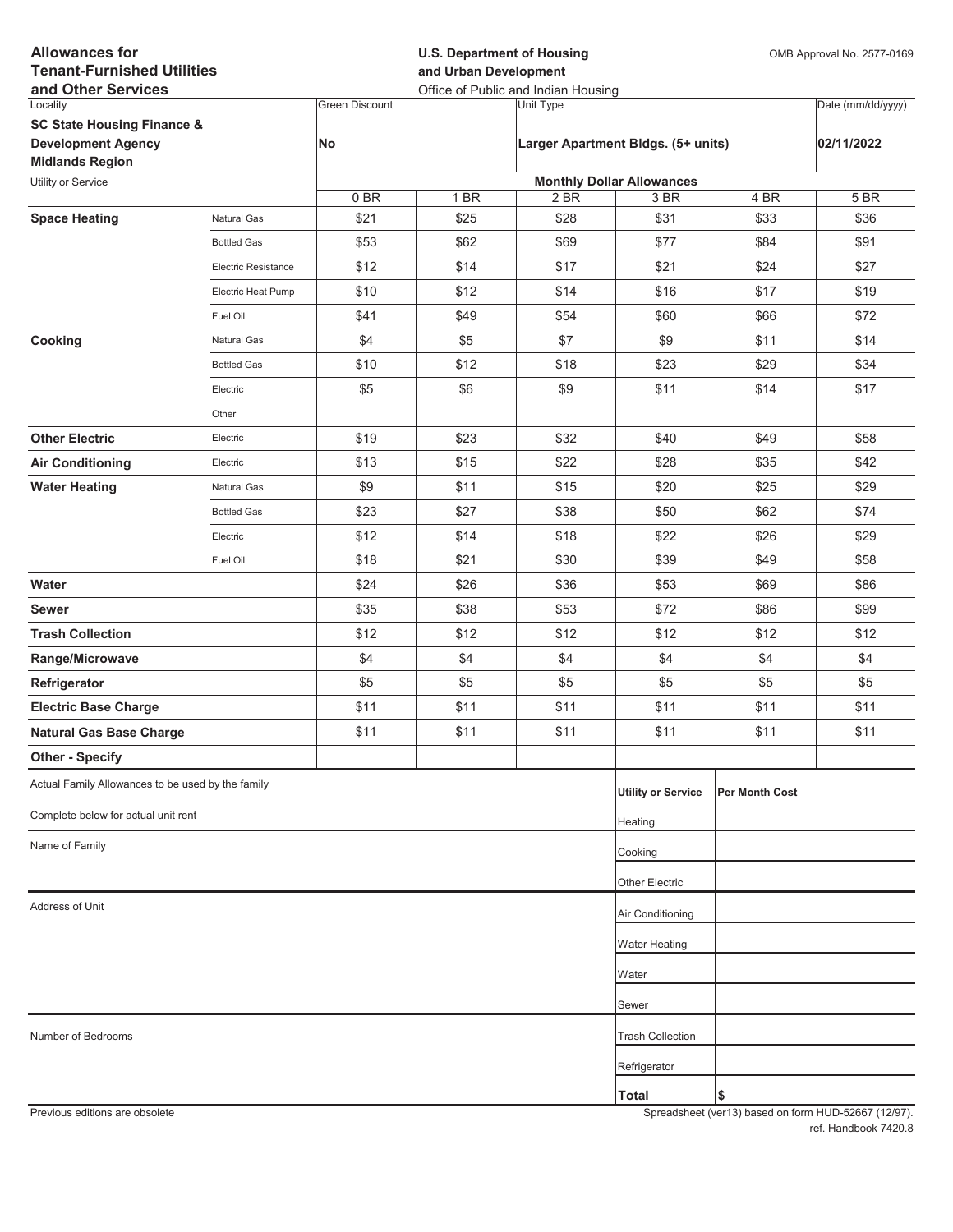# Allowances for Tenant-Furnished Utilities and Other Services

**U.S. Department of Housing and Urban Development**
Office of Public and Indian Housing

OMB Approval No. 2577-0169

| Locality | Green Discount | Unit Type | Date (mm/dd/yyyy) |
|---|---|---|---|
| **SC State Housing Finance & Development Agency Midlands Region** | **No** | **Larger Apartment Bldgs. (5+ units)** | **02/11/2022** |

| Utility or Service | | Monthly Dollar Allowances | | | | | |
|---|---|---|---|---|---|---|---|
| | | 0 BR | 1 BR | 2 BR | 3 BR | 4 BR | 5 BR |
| **Space Heating** | Natural Gas | $21 | $25 | $28 | $31 | $33 | $36 |
| | Bottled Gas | $53 | $62 | $69 | $77 | $84 | $91 |
| | Electric Resistance | $12 | $14 | $17 | $21 | $24 | $27 |
| | Electric Heat Pump | $10 | $12 | $14 | $16 | $17 | $19 |
| | Fuel Oil | $41 | $49 | $54 | $60 | $66 | $72 |
| **Cooking** | Natural Gas | $4 | $5 | $7 | $9 | $11 | $14 |
| | Bottled Gas | $10 | $12 | $18 | $23 | $29 | $34 |
| | Electric | $5 | $6 | $9 | $11 | $14 | $17 |
| | Other | | | | | | |
| **Other Electric** | Electric | $19 | $23 | $32 | $40 | $49 | $58 |
| **Air Conditioning** | Electric | $13 | $15 | $22 | $28 | $35 | $42 |
| **Water Heating** | Natural Gas | $9 | $11 | $15 | $20 | $25 | $29 |
| | Bottled Gas | $23 | $27 | $38 | $50 | $62 | $74 |
| | Electric | $12 | $14 | $18 | $22 | $26 | $29 |
| | Fuel Oil | $18 | $21 | $30 | $39 | $49 | $58 |
| **Water** | | $24 | $26 | $36 | $53 | $69 | $86 |
| **Sewer** | | $35 | $38 | $53 | $72 | $86 | $99 |
| **Trash Collection** | | $12 | $12 | $12 | $12 | $12 | $12 |
| **Range/Microwave** | | $4 | $4 | $4 | $4 | $4 | $4 |
| **Refrigerator** | | $5 | $5 | $5 | $5 | $5 | $5 |
| **Electric Base Charge** | | $11 | $11 | $11 | $11 | $11 | $11 |
| **Natural Gas Base Charge** | | $11 | $11 | $11 | $11 | $11 | $11 |
| **Other - Specify** | | | | | | | |

Actual Family Allowances to be used by the family

Complete below for actual unit rent

Name of Family

Address of Unit

Number of Bedrooms

| Utility or Service | Per Month Cost |
|---|---|
| Heating | |
| Cooking | |
| Other Electric | |
| Air Conditioning | |
| Water Heating | |
| Water | |
| Sewer | |
| Trash Collection | |
| Refrigerator | |
| **Total** | $ |

Previous editions are obsolete

Spreadsheet (ver13) based on form HUD-52667 (12/97). ref. Handbook 7420.8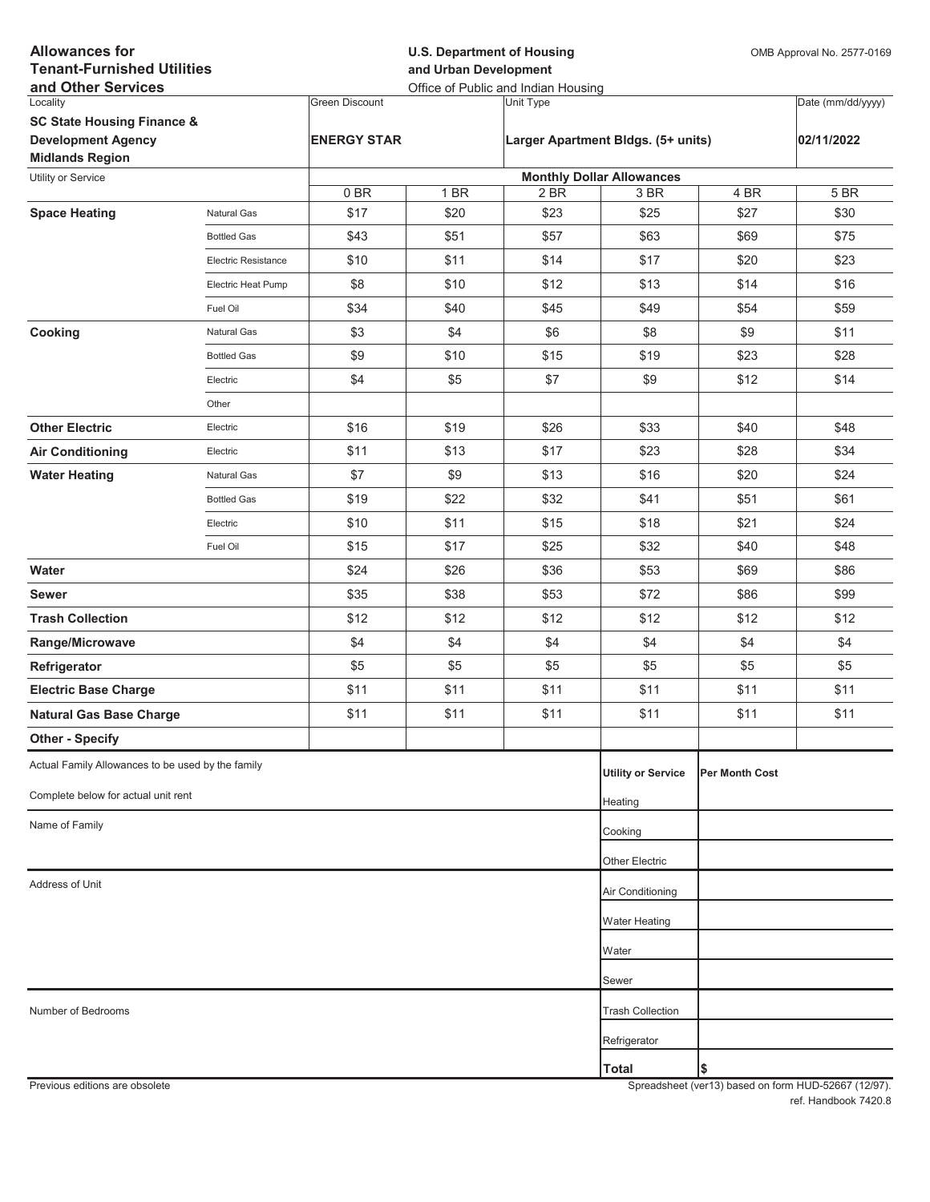**Allowances for Tenant-Furnished Utilities and Other Services**

**U.S. Department of Housing and Urban Development**
Office of Public and Indian Housing

OMB Approval No. 2577-0169

| Locality | Green Discount | Unit Type | Date (mm/dd/yyyy) |
|---|---|---|---|
| **SC State Housing Finance & Development Agency Midlands Region** | **ENERGY STAR** | **Larger Apartment Bldgs. (5+ units)** | **02/11/2022** |

| Utility or Service | | Monthly Dollar Allowances | | | | | |
|---|---|---|---|---|---|---|---|
| | | 0 BR | 1 BR | 2 BR | 3 BR | 4 BR | 5 BR |
| **Space Heating** | Natural Gas | $17 | $20 | $23 | $25 | $27 | $30 |
| | Bottled Gas | $43 | $51 | $57 | $63 | $69 | $75 |
| | Electric Resistance | $10 | $11 | $14 | $17 | $20 | $23 |
| | Electric Heat Pump | $8 | $10 | $12 | $13 | $14 | $16 |
| | Fuel Oil | $34 | $40 | $45 | $49 | $54 | $59 |
| **Cooking** | Natural Gas | $3 | $4 | $6 | $8 | $9 | $11 |
| | Bottled Gas | $9 | $10 | $15 | $19 | $23 | $28 |
| | Electric | $4 | $5 | $7 | $9 | $12 | $14 |
| | Other | | | | | | |
| **Other Electric** | Electric | $16 | $19 | $26 | $33 | $40 | $48 |
| **Air Conditioning** | Electric | $11 | $13 | $17 | $23 | $28 | $34 |
| **Water Heating** | Natural Gas | $7 | $9 | $13 | $16 | $20 | $24 |
| | Bottled Gas | $19 | $22 | $32 | $41 | $51 | $61 |
| | Electric | $10 | $11 | $15 | $18 | $21 | $24 |
| | Fuel Oil | $15 | $17 | $25 | $32 | $40 | $48 |
| **Water** | | $24 | $26 | $36 | $53 | $69 | $86 |
| **Sewer** | | $35 | $38 | $53 | $72 | $86 | $99 |
| **Trash Collection** | | $12 | $12 | $12 | $12 | $12 | $12 |
| **Range/Microwave** | | $4 | $4 | $4 | $4 | $4 | $4 |
| **Refrigerator** | | $5 | $5 | $5 | $5 | $5 | $5 |
| **Electric Base Charge** | | $11 | $11 | $11 | $11 | $11 | $11 |
| **Natural Gas Base Charge** | | $11 | $11 | $11 | $11 | $11 | $11 |
| **Other - Specify** | | | | | | | |

Actual Family Allowances to be used by the family

Complete below for actual unit rent

Name of Family

Address of Unit

Number of Bedrooms

| Utility or Service | Per Month Cost |
|---|---|
| Heating | |
| Cooking | |
| Other Electric | |
| Air Conditioning | |
| Water Heating | |
| Water | |
| Sewer | |
| Trash Collection | |
| Refrigerator | |
| **Total** | $ |

Previous editions are obsolete

Spreadsheet (ver13) based on form HUD-52667 (12/97).
ref. Handbook 7420.8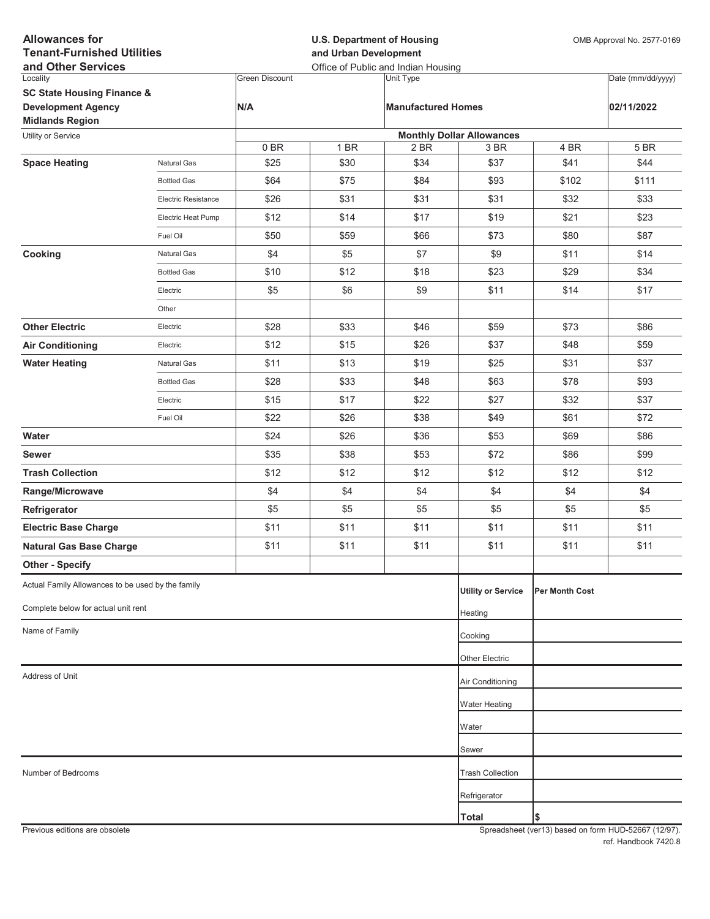**Allowances for Tenant-Furnished Utilities and Other Services**

**U.S. Department of Housing and Urban Development**
Office of Public and Indian Housing

OMB Approval No. 2577-0169

| Locality | Green Discount | Unit Type | Date (mm/dd/yyyy) |
|---|---|---|---|
| **SC State Housing Finance & Development Agency Midlands Region** | **N/A** | **Manufactured Homes** | **02/11/2022** |

| Utility or Service | | Monthly Dollar Allowances | | | | | |
|---|---|---|---|---|---|---|---|
| | | 0 BR | 1 BR | 2 BR | 3 BR | 4 BR | 5 BR |
| **Space Heating** | Natural Gas | $25 | $30 | $34 | $37 | $41 | $44 |
| | Bottled Gas | $64 | $75 | $84 | $93 | $102 | $111 |
| | Electric Resistance | $26 | $31 | $31 | $31 | $32 | $33 |
| | Electric Heat Pump | $12 | $14 | $17 | $19 | $21 | $23 |
| | Fuel Oil | $50 | $59 | $66 | $73 | $80 | $87 |
| **Cooking** | Natural Gas | $4 | $5 | $7 | $9 | $11 | $14 |
| | Bottled Gas | $10 | $12 | $18 | $23 | $29 | $34 |
| | Electric | $5 | $6 | $9 | $11 | $14 | $17 |
| | Other | | | | | | |
| **Other Electric** | Electric | $28 | $33 | $46 | $59 | $73 | $86 |
| **Air Conditioning** | Electric | $12 | $15 | $26 | $37 | $48 | $59 |
| **Water Heating** | Natural Gas | $11 | $13 | $19 | $25 | $31 | $37 |
| | Bottled Gas | $28 | $33 | $48 | $63 | $78 | $93 |
| | Electric | $15 | $17 | $22 | $27 | $32 | $37 |
| | Fuel Oil | $22 | $26 | $38 | $49 | $61 | $72 |
| **Water** | | $24 | $26 | $36 | $53 | $69 | $86 |
| **Sewer** | | $35 | $38 | $53 | $72 | $86 | $99 |
| **Trash Collection** | | $12 | $12 | $12 | $12 | $12 | $12 |
| **Range/Microwave** | | $4 | $4 | $4 | $4 | $4 | $4 |
| **Refrigerator** | | $5 | $5 | $5 | $5 | $5 | $5 |
| **Electric Base Charge** | | $11 | $11 | $11 | $11 | $11 | $11 |
| **Natural Gas Base Charge** | | $11 | $11 | $11 | $11 | $11 | $11 |
| **Other - Specify** | | | | | | | |

Actual Family Allowances to be used by the family

Complete below for actual unit rent

Name of Family

Address of Unit

Number of Bedrooms

| Utility or Service | Per Month Cost |
|---|---|
| Heating | |
| Cooking | |
| Other Electric | |
| Air Conditioning | |
| Water Heating | |
| Water | |
| Sewer | |
| Trash Collection | |
| Refrigerator | |
| **Total** | **$** |

Previous editions are obsolete

Spreadsheet (ver13) based on form HUD-52667 (12/97).
ref. Handbook 7420.8